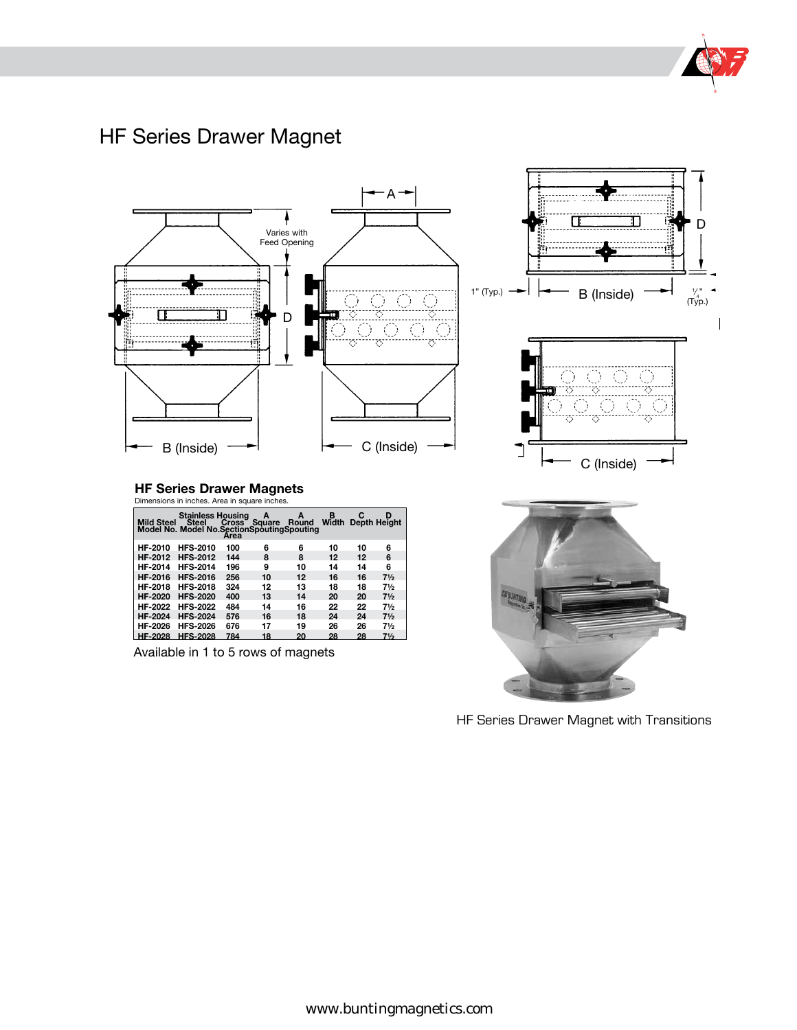# HF Series Drawer Magnet

Varies with Feed Opening

A

D

B (Inside)

C (Inside)

1" (Typ.)

$\frac{1}{4}$" (Typ.)

## HF Series Drawer Magnets

Dimensions in inches. Area in square inches.

| Mild Steel Model No. | Stainless Steel Model No. | Housing Cross Section Area | A Square Spouting | A Round Spouting | B Width | C Depth | D Height |
|---|---|---|---|---|---|---|---|
| HF-2010 | HFS-2010 | 100 | 6 | 6 | 10 | 10 | 6 |
| HF-2012 | HFS-2012 | 144 | 8 | 8 | 12 | 12 | 6 |
| HF-2014 | HFS-2014 | 196 | 9 | 10 | 14 | 14 | 6 |
| HF-2016 | HFS-2016 | 256 | 10 | 12 | 16 | 16 | 7½ |
| HF-2018 | HFS-2018 | 324 | 12 | 13 | 18 | 18 | 7½ |
| HF-2020 | HFS-2020 | 400 | 13 | 14 | 20 | 20 | 7½ |
| HF-2022 | HFS-2022 | 484 | 14 | 16 | 22 | 22 | 7½ |
| HF-2024 | HFS-2024 | 576 | 16 | 18 | 24 | 24 | 7½ |
| HF-2026 | HFS-2026 | 676 | 17 | 19 | 26 | 26 | 7½ |
| HF-2028 | HFS-2028 | 784 | 18 | 20 | 28 | 28 | 7½ |

Available in 1 to 5 rows of magnets

HF Series Drawer Magnet with Transitions

www.buntingmagnetics.com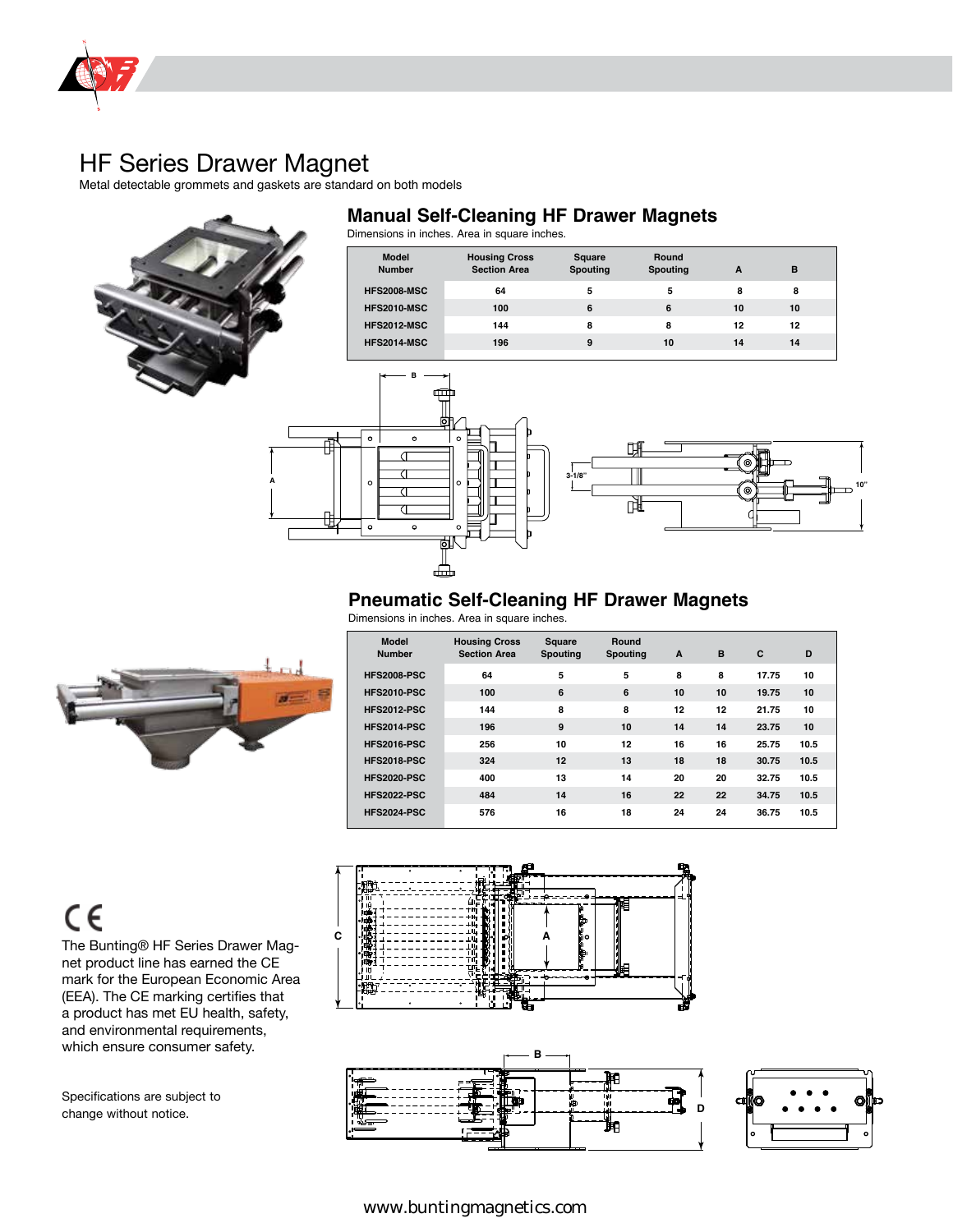# HF Series Drawer Magnet

Metal detectable grommets and gaskets are standard on both models

## Manual Self-Cleaning HF Drawer Magnets

Dimensions in inches. Area in square inches.

| Model Number | Housing Cross Section Area | Square Spouting | Round Spouting | A | B |
|---|---|---|---|---|---|
| HFS2008-MSC | 64 | 5 | 5 | 8 | 8 |
| HFS2010-MSC | 100 | 6 | 6 | 10 | 10 |
| HFS2012-MSC | 144 | 8 | 8 | 12 | 12 |
| HFS2014-MSC | 196 | 9 | 10 | 14 | 14 |

B

A

3-1/8"

10"

## Pneumatic Self-Cleaning HF Drawer Magnets

Dimensions in inches. Area in square inches.

| Model Number | Housing Cross Section Area | Square Spouting | Round Spouting | A | B | C | D |
|---|---|---|---|---|---|---|---|
| HFS2008-PSC | 64 | 5 | 5 | 8 | 8 | 17.75 | 10 |
| HFS2010-PSC | 100 | 6 | 6 | 10 | 10 | 19.75 | 10 |
| HFS2012-PSC | 144 | 8 | 8 | 12 | 12 | 21.75 | 10 |
| HFS2014-PSC | 196 | 9 | 10 | 14 | 14 | 23.75 | 10 |
| HFS2016-PSC | 256 | 10 | 12 | 16 | 16 | 25.75 | 10.5 |
| HFS2018-PSC | 324 | 12 | 13 | 18 | 18 | 30.75 | 10.5 |
| HFS2020-PSC | 400 | 13 | 14 | 20 | 20 | 32.75 | 10.5 |
| HFS2022-PSC | 484 | 14 | 16 | 22 | 22 | 34.75 | 10.5 |
| HFS2024-PSC | 576 | 16 | 18 | 24 | 24 | 36.75 | 10.5 |

C

A

B

D

CE

The Bunting® HF Series Drawer Magnet product line has earned the CE mark for the European Economic Area (EEA). The CE marking certifies that a product has met EU health, safety, and environmental requirements, which ensure consumer safety.

Specifications are subject to change without notice.

www.buntingmagnetics.com